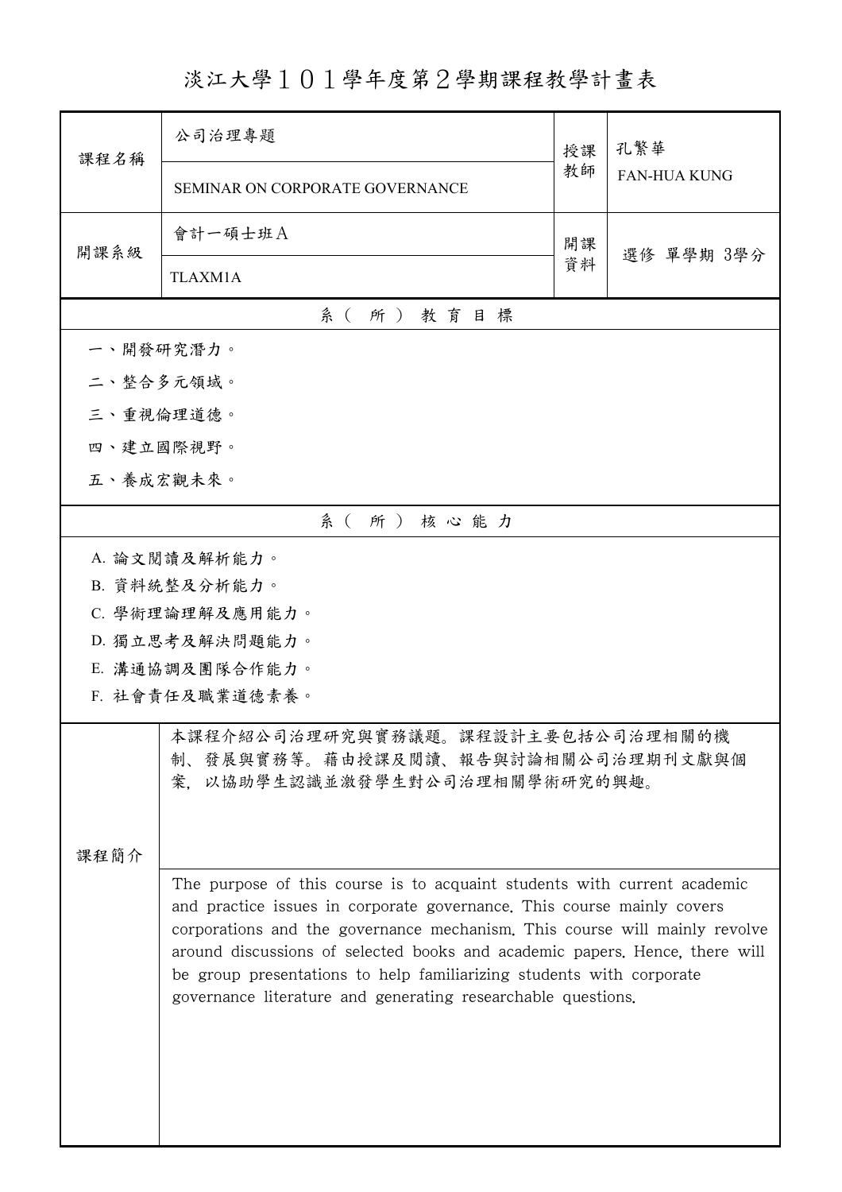# 淡江大學１０１學年度第２學期課程教學計畫表

| 課程名稱 | 公司治理專題<br>SEMINAR ON CORPORATE GOVERNANCE | 授課教師 | 孔繁華<br>FAN-HUA KUNG |
|---|---|---|---|
| 開課系級 | 會計一碩士班Ａ<br>TLAXM1A | 開課資料 | 選修 單學期 3學分 |

## 系（所）教育目標

一、開發研究潛力。

二、整合多元領域。

三、重視倫理道德。

四、建立國際視野。

五、養成宏觀未來。

## 系（所）核心能力

A. 論文閱讀及解析能力。

B. 資料統整及分析能力。

C. 學術理論理解及應用能力。

D. 獨立思考及解決問題能力。

E. 溝通協調及團隊合作能力。

F. 社會責任及職業道德素養。

## 課程簡介

本課程介紹公司治理研究與實務議題。課程設計主要包括公司治理相關的機制、發展與實務等。藉由授課及閱讀、報告與討論相關公司治理期刊文獻與個案，以協助學生認識並激發學生對公司治理相關學術研究的興趣。

The purpose of this course is to acquaint students with current academic and practice issues in corporate governance. This course mainly covers corporations and the governance mechanism. This course will mainly revolve around discussions of selected books and academic papers. Hence, there will be group presentations to help familiarizing students with corporate governance literature and generating researchable questions.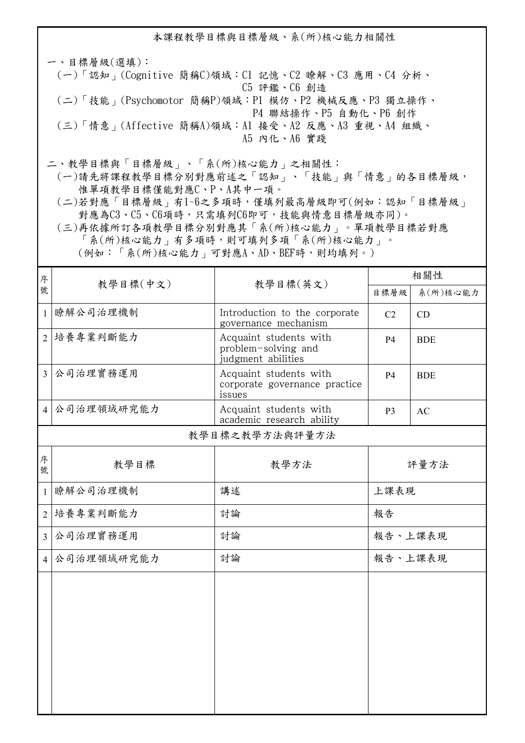## 本課程教學目標與目標層級、系(所)核心能力相關性

一、目標層級(選填)：

(一)「認知」(Cognitive 簡稱C)領域：C1 記憶、C2 瞭解、C3 應用、C4 分析、C5 評鑑、C6 創造

(二)「技能」(Psychomotor 簡稱P)領域：P1 模仿、P2 機械反應、P3 獨立操作、P4 聯結操作、P5 自動化、P6 創作

(三)「情意」(Affective 簡稱A)領域：A1 接受、A2 反應、A3 重視、A4 組織、A5 內化、A6 實踐

二、教學目標與「目標層級」、「系(所)核心能力」之相關性：

(一)請先將課程教學目標分別對應前述之「認知」、「技能」與「情意」的各目標層級，惟單項教學目標僅能對應C、P、A其中一項。

(二)若對應「目標層級」有1~6之多項時，僅填列最高層級即可(例如：認知「目標層級」對應為C3、C5、C6項時，只需填列C6即可，技能與情意目標層級亦同)。

(三)再依據所訂各項教學目標分別對應其「系(所)核心能力」。單項教學目標若對應「系(所)核心能力」有多項時，則可填列多項「系(所)核心能力」。(例如：「系(所)核心能力」可對應A、AD、BEF時，則均填列。)

| 序號 | 教學目標(中文) | 教學目標(英文) | 相關性 | |
|---|---|---|---|---|
| | | | 目標層級 | 系(所)核心能力 |
| 1 | 瞭解公司治理機制 | Introduction to the corporate governance mechanism | C2 | CD |
| 2 | 培養專業判斷能力 | Acquaint students with problem-solving and judgment abilities | P4 | BDE |
| 3 | 公司治理實務運用 | Acquaint students with corporate governance practice issues | P4 | BDE |
| 4 | 公司治理領域研究能力 | Acquaint students with academic research ability | P3 | AC |

### 教學目標之教學方法與評量方法

| 序號 | 教學目標 | 教學方法 | 評量方法 |
|---|---|---|---|
| 1 | 瞭解公司治理機制 | 講述 | 上課表現 |
| 2 | 培養專業判斷能力 | 討論 | 報告 |
| 3 | 公司治理實務運用 | 討論 | 報告、上課表現 |
| 4 | 公司治理領域研究能力 | 討論 | 報告、上課表現 |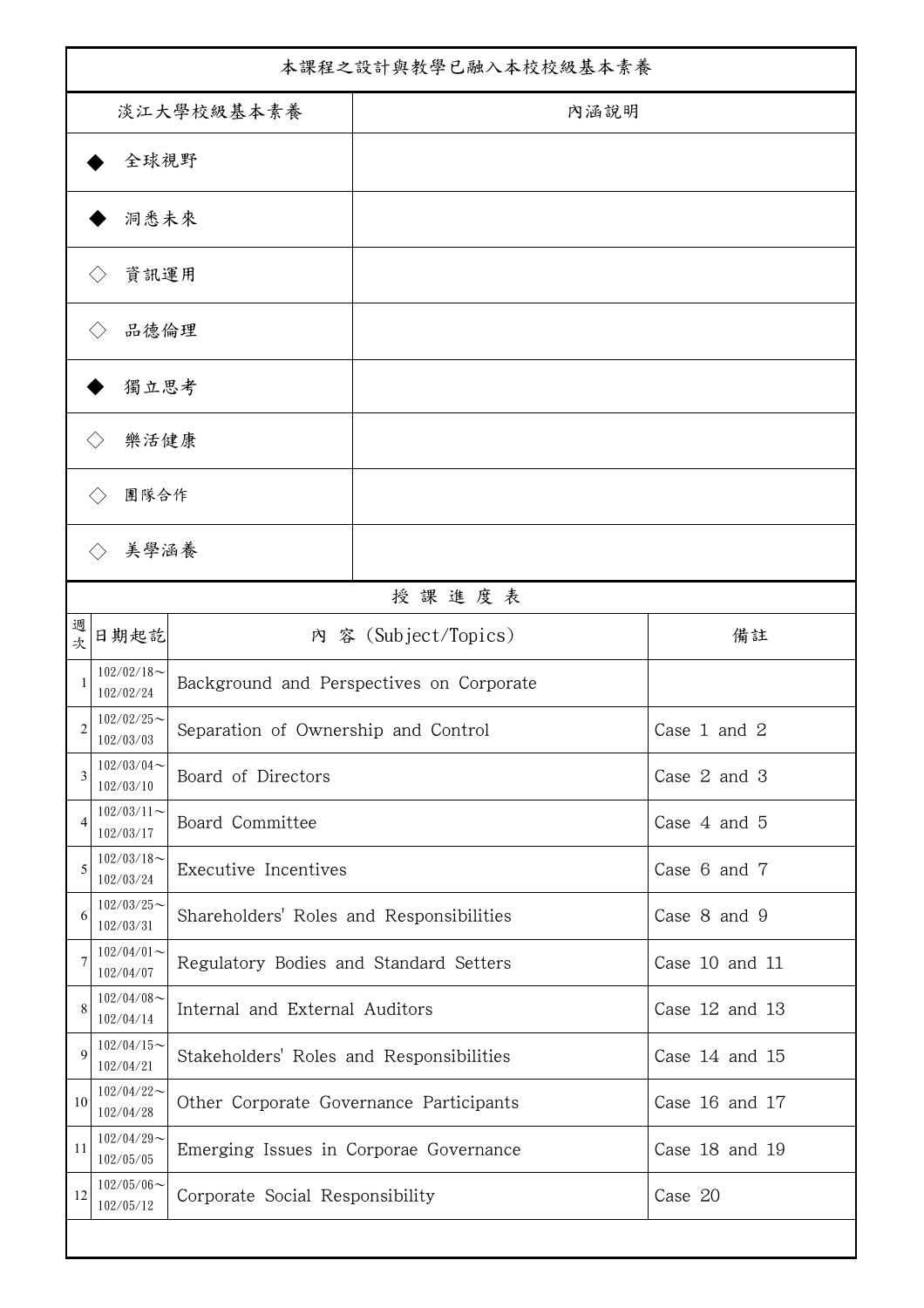| 本課程之設計與教學已融入本校校級基本素養 | |
|---|---|
| 淡江大學校級基本素養 | 內涵說明 |
| ◆ 全球視野 | |
| ◆ 洞悉未來 | |
| ◇ 資訊運用 | |
| ◇ 品德倫理 | |
| ◆ 獨立思考 | |
| ◇ 樂活健康 | |
| ◇ 團隊合作 | |
| ◇ 美學涵養 | |

授 課 進 度 表

| 週次 | 日期起訖 | 內 容 (Subject/Topics) | 備註 |
|---|---|---|---|
| 1 | 102/02/18～102/02/24 | Background and Perspectives on Corporate | |
| 2 | 102/02/25～102/03/03 | Separation of Ownership and Control | Case 1 and 2 |
| 3 | 102/03/04～102/03/10 | Board of Directors | Case 2 and 3 |
| 4 | 102/03/11～102/03/17 | Board Committee | Case 4 and 5 |
| 5 | 102/03/18～102/03/24 | Executive Incentives | Case 6 and 7 |
| 6 | 102/03/25～102/03/31 | Shareholders' Roles and Responsibilities | Case 8 and 9 |
| 7 | 102/04/01～102/04/07 | Regulatory Bodies and Standard Setters | Case 10 and 11 |
| 8 | 102/04/08～102/04/14 | Internal and External Auditors | Case 12 and 13 |
| 9 | 102/04/15～102/04/21 | Stakeholders' Roles and Responsibilities | Case 14 and 15 |
| 10 | 102/04/22～102/04/28 | Other Corporate Governance Participants | Case 16 and 17 |
| 11 | 102/04/29～102/05/05 | Emerging Issues in Corporae Governance | Case 18 and 19 |
| 12 | 102/05/06～102/05/12 | Corporate Social Responsibility | Case 20 |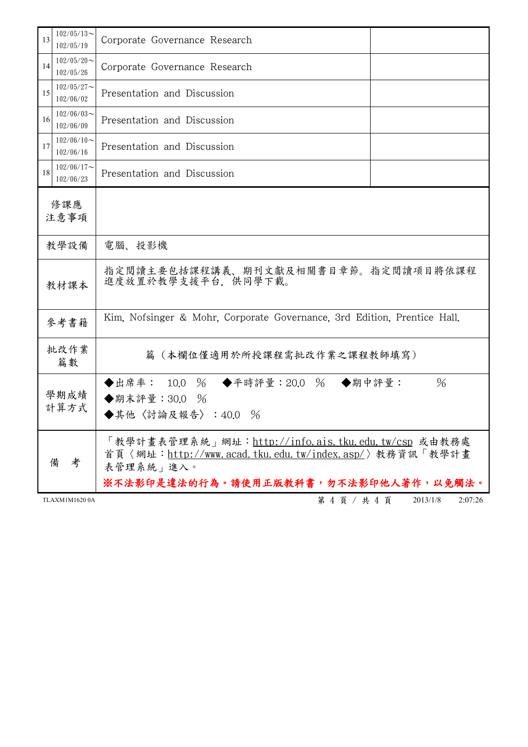| | | | |
|---|---|---|---|
| 13 | 102/05/13～102/05/19 | Corporate Governance Research | |
| 14 | 102/05/20～102/05/26 | Corporate Governance Research | |
| 15 | 102/05/27～102/06/02 | Presentation and Discussion | |
| 16 | 102/06/03～102/06/09 | Presentation and Discussion | |
| 17 | 102/06/10～102/06/16 | Presentation and Discussion | |
| 18 | 102/06/17～102/06/23 | Presentation and Discussion | |

| | |
|---|---|
| 修課應注意事項 | |
| 教學設備 | 電腦、投影機 |
| 教材課本 | 指定閱讀主要包括課程講義、期刊文獻及相關書目章節。指定閱讀項目將依課程進度放置於教學支援平台，供同學下載。 |
| 參考書籍 | Kim, Nofsinger & Mohr, Corporate Governance, 3rd Edition, Prentice Hall. |
| 批改作業篇數 | 篇（本欄位僅適用於所授課程需批改作業之課程教師填寫） |
| 學期成績計算方式 | ◆出席率： 10.0 ％ ◆平時評量：20.0 ％ ◆期中評量： ％<br>◆期末評量：30.0 ％<br>◆其他〈討論及報告〉：40.0 ％ |
| 備考 | 「教學計畫表管理系統」網址：http://info.ais.tku.edu.tw/csp 或由教務處首頁〈網址：http://www.acad.tku.edu.tw/index.asp/〉教務資訊「教學計畫表管理系統」進入。<br>**※不法影印是違法的行為。請使用正版教科書，勿不法影印他人著作，以免觸法。** |

TLAXM1M1620 0A 2013/1/8 2:07:26